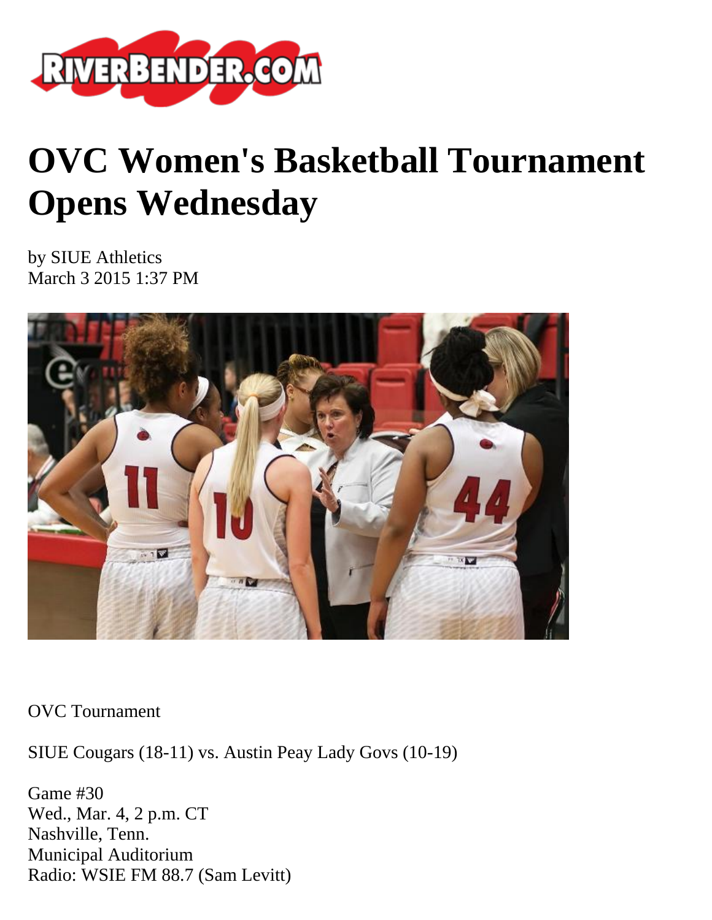# OVC Women's Basketball Tournament Opens Wednesday

by SIUE Athletics
March 3 2015 1:37 PM

OVC Tournament

SIUE Cougars (18-11) vs. Austin Peay Lady Govs (10-19)

Game #30
Wed., Mar. 4, 2 p.m. CT
Nashville, Tenn.
Municipal Auditorium
Radio: WSIE FM 88.7 (Sam Levitt)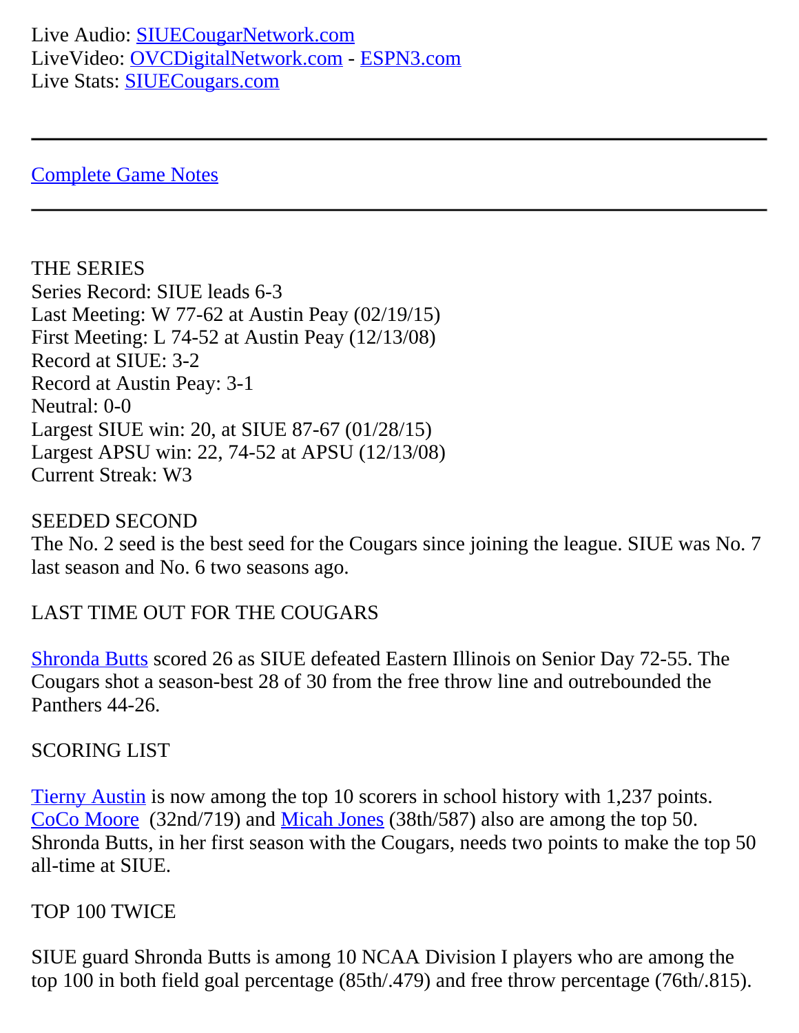Live Audio: SIUECougarNetwork.com
LiveVideo: OVCDigitalNetwork.com - ESPN3.com
Live Stats: SIUECougars.com

---

Complete Game Notes

---

THE SERIES
Series Record: SIUE leads 6-3
Last Meeting: W 77-62 at Austin Peay (02/19/15)
First Meeting: L 74-52 at Austin Peay (12/13/08)
Record at SIUE: 3-2
Record at Austin Peay: 3-1
Neutral: 0-0
Largest SIUE win: 20, at SIUE 87-67 (01/28/15)
Largest APSU win: 22, 74-52 at APSU (12/13/08)
Current Streak: W3

SEEDED SECOND
The No. 2 seed is the best seed for the Cougars since joining the league. SIUE was No. 7 last season and No. 6 two seasons ago.

LAST TIME OUT FOR THE COUGARS

Shronda Butts scored 26 as SIUE defeated Eastern Illinois on Senior Day 72-55. The Cougars shot a season-best 28 of 30 from the free throw line and outrebounded the Panthers 44-26.

SCORING LIST

Tierny Austin is now among the top 10 scorers in school history with 1,237 points. CoCo Moore (32nd/719) and Micah Jones (38th/587) also are among the top 50. Shronda Butts, in her first season with the Cougars, needs two points to make the top 50 all-time at SIUE.

TOP 100 TWICE

SIUE guard Shronda Butts is among 10 NCAA Division I players who are among the top 100 in both field goal percentage (85th/.479) and free throw percentage (76th/.815).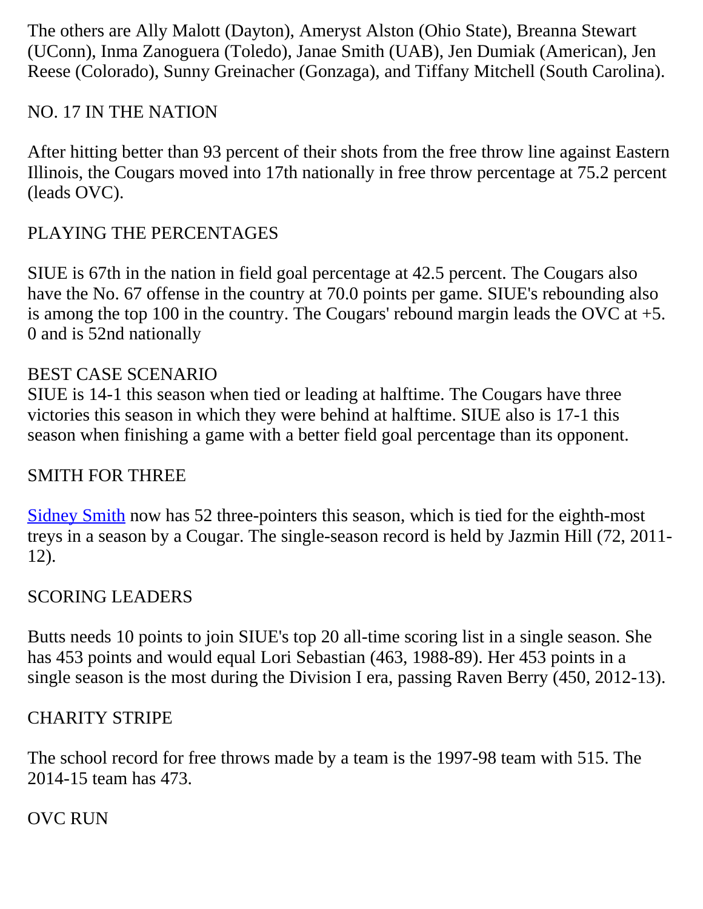The others are Ally Malott (Dayton), Ameryst Alston (Ohio State), Breanna Stewart (UConn), Inma Zanoguera (Toledo), Janae Smith (UAB), Jen Dumiak (American), Jen Reese (Colorado), Sunny Greinacher (Gonzaga), and Tiffany Mitchell (South Carolina).

NO. 17 IN THE NATION

After hitting better than 93 percent of their shots from the free throw line against Eastern Illinois, the Cougars moved into 17th nationally in free throw percentage at 75.2 percent (leads OVC).

PLAYING THE PERCENTAGES

SIUE is 67th in the nation in field goal percentage at 42.5 percent. The Cougars also have the No. 67 offense in the country at 70.0 points per game. SIUE's rebounding also is among the top 100 in the country. The Cougars' rebound margin leads the OVC at +5. 0 and is 52nd nationally

BEST CASE SCENARIO

SIUE is 14-1 this season when tied or leading at halftime. The Cougars have three victories this season in which they were behind at halftime. SIUE also is 17-1 this season when finishing a game with a better field goal percentage than its opponent.

SMITH FOR THREE

Sidney Smith now has 52 three-pointers this season, which is tied for the eighth-most treys in a season by a Cougar. The single-season record is held by Jazmin Hill (72, 2011-12).

SCORING LEADERS

Butts needs 10 points to join SIUE's top 20 all-time scoring list in a single season. She has 453 points and would equal Lori Sebastian (463, 1988-89). Her 453 points in a single season is the most during the Division I era, passing Raven Berry (450, 2012-13).

CHARITY STRIPE

The school record for free throws made by a team is the 1997-98 team with 515. The 2014-15 team has 473.

OVC RUN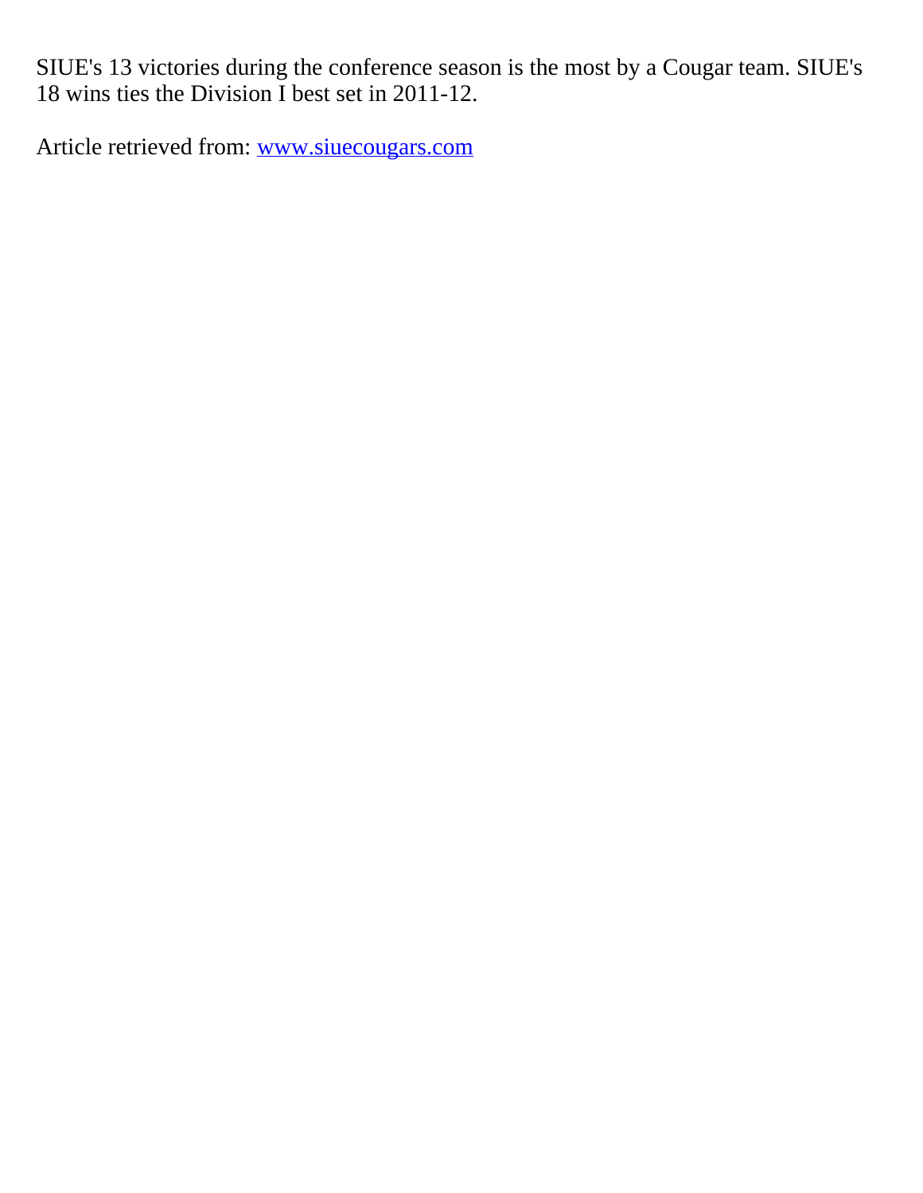SIUE's 13 victories during the conference season is the most by a Cougar team. SIUE's 18 wins ties the Division I best set in 2011-12.

Article retrieved from: [www.siuecougars.com](www.siuecougars.com)